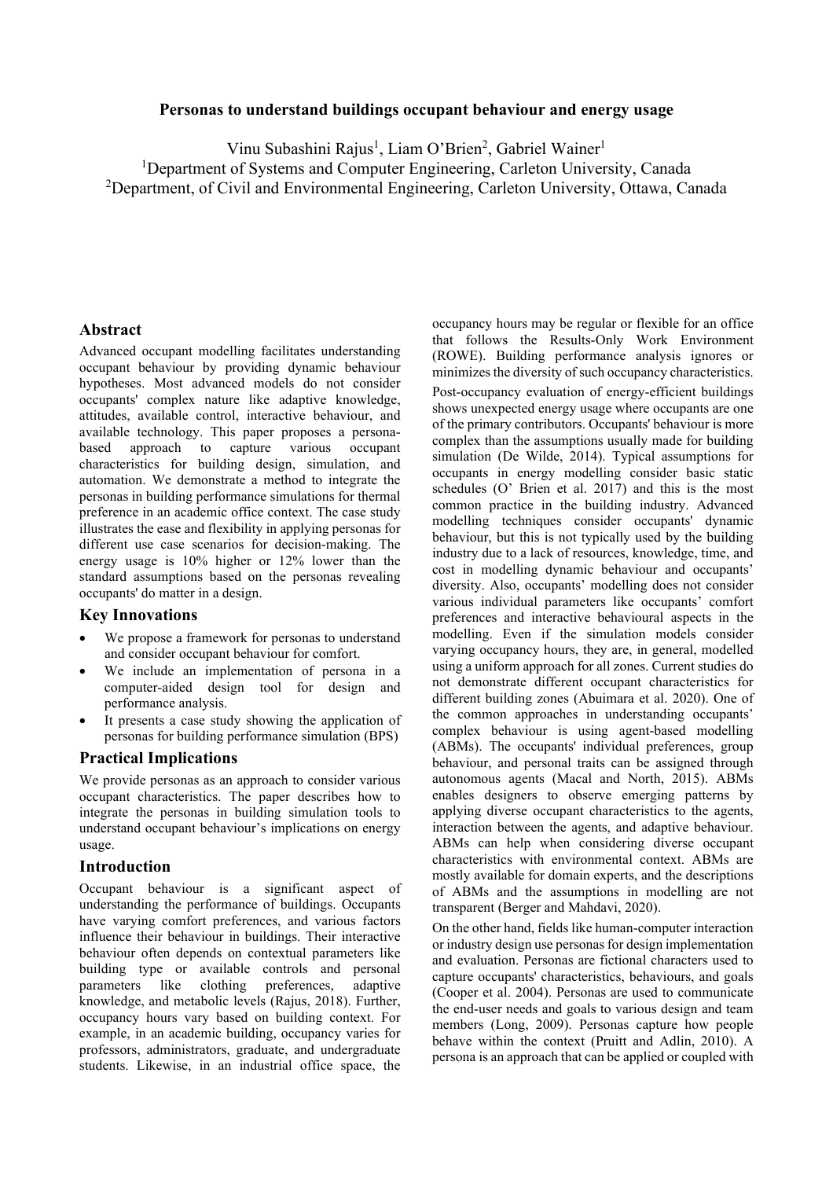# Personas to understand buildings occupant behaviour and energy usage

Vinu Subashini Rajus[1], Liam O'Brien[2], Gabriel Wainer[1]

[1]Department of Systems and Computer Engineering, Carleton University, Canada
[2]Department, of Civil and Environmental Engineering, Carleton University, Ottawa, Canada

## Abstract

Advanced occupant modelling facilitates understanding occupant behaviour by providing dynamic behaviour hypotheses. Most advanced models do not consider occupants' complex nature like adaptive knowledge, attitudes, available control, interactive behaviour, and available technology. This paper proposes a persona-based approach to capture various occupant characteristics for building design, simulation, and automation. We demonstrate a method to integrate the personas in building performance simulations for thermal preference in an academic office context. The case study illustrates the ease and flexibility in applying personas for different use case scenarios for decision-making. The energy usage is 10% higher or 12% lower than the standard assumptions based on the personas revealing occupants' do matter in a design.

## Key Innovations

- We propose a framework for personas to understand and consider occupant behaviour for comfort.
- We include an implementation of persona in a computer-aided design tool for design and performance analysis.
- It presents a case study showing the application of personas for building performance simulation (BPS)

## Practical Implications

We provide personas as an approach to consider various occupant characteristics. The paper describes how to integrate the personas in building simulation tools to understand occupant behaviour's implications on energy usage.

## Introduction

Occupant behaviour is a significant aspect of understanding the performance of buildings. Occupants have varying comfort preferences, and various factors influence their behaviour in buildings. Their interactive behaviour often depends on contextual parameters like building type or available controls and personal parameters like clothing preferences, adaptive knowledge, and metabolic levels (Rajus, 2018). Further, occupancy hours vary based on building context. For example, in an academic building, occupancy varies for professors, administrators, graduate, and undergraduate students. Likewise, in an industrial office space, the occupancy hours may be regular or flexible for an office that follows the Results-Only Work Environment (ROWE). Building performance analysis ignores or minimizes the diversity of such occupancy characteristics.

Post-occupancy evaluation of energy-efficient buildings shows unexpected energy usage where occupants are one of the primary contributors. Occupants' behaviour is more complex than the assumptions usually made for building simulation (De Wilde, 2014). Typical assumptions for occupants in energy modelling consider basic static schedules (O' Brien et al. 2017) and this is the most common practice in the building industry. Advanced modelling techniques consider occupants' dynamic behaviour, but this is not typically used by the building industry due to a lack of resources, knowledge, time, and cost in modelling dynamic behaviour and occupants' diversity. Also, occupants' modelling does not consider various individual parameters like occupants' comfort preferences and interactive behavioural aspects in the modelling. Even if the simulation models consider varying occupancy hours, they are, in general, modelled using a uniform approach for all zones. Current studies do not demonstrate different occupant characteristics for different building zones (Abuimara et al. 2020). One of the common approaches in understanding occupants' complex behaviour is using agent-based modelling (ABMs). The occupants' individual preferences, group behaviour, and personal traits can be assigned through autonomous agents (Macal and North, 2015). ABMs enables designers to observe emerging patterns by applying diverse occupant characteristics to the agents, interaction between the agents, and adaptive behaviour. ABMs can help when considering diverse occupant characteristics with environmental context. ABMs are mostly available for domain experts, and the descriptions of ABMs and the assumptions in modelling are not transparent (Berger and Mahdavi, 2020).

On the other hand, fields like human-computer interaction or industry design use personas for design implementation and evaluation. Personas are fictional characters used to capture occupants' characteristics, behaviours, and goals (Cooper et al. 2004). Personas are used to communicate the end-user needs and goals to various design and team members (Long, 2009). Personas capture how people behave within the context (Pruitt and Adlin, 2010). A persona is an approach that can be applied or coupled with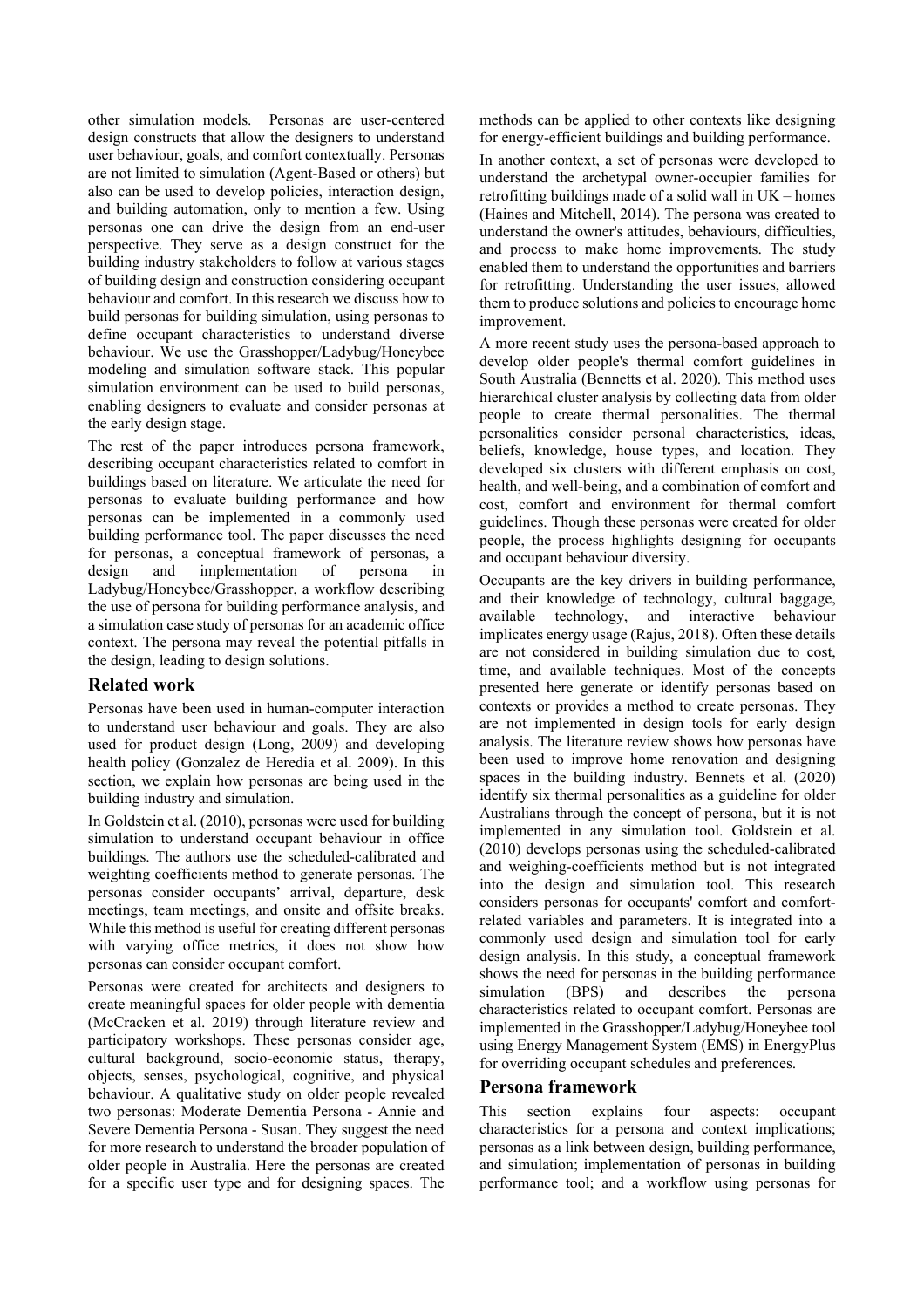other simulation models. Personas are user-centered design constructs that allow the designers to understand user behaviour, goals, and comfort contextually. Personas are not limited to simulation (Agent-Based or others) but also can be used to develop policies, interaction design, and building automation, only to mention a few. Using personas one can drive the design from an end-user perspective. They serve as a design construct for the building industry stakeholders to follow at various stages of building design and construction considering occupant behaviour and comfort. In this research we discuss how to build personas for building simulation, using personas to define occupant characteristics to understand diverse behaviour. We use the Grasshopper/Ladybug/Honeybee modeling and simulation software stack. This popular simulation environment can be used to build personas, enabling designers to evaluate and consider personas at the early design stage.

The rest of the paper introduces persona framework, describing occupant characteristics related to comfort in buildings based on literature. We articulate the need for personas to evaluate building performance and how personas can be implemented in a commonly used building performance tool. The paper discusses the need for personas, a conceptual framework of personas, a design and implementation of persona in Ladybug/Honeybee/Grasshopper, a workflow describing the use of persona for building performance analysis, and a simulation case study of personas for an academic office context. The persona may reveal the potential pitfalls in the design, leading to design solutions.

## Related work

Personas have been used in human-computer interaction to understand user behaviour and goals. They are also used for product design (Long, 2009) and developing health policy (Gonzalez de Heredia et al. 2009). In this section, we explain how personas are being used in the building industry and simulation.

In Goldstein et al. (2010), personas were used for building simulation to understand occupant behaviour in office buildings. The authors use the scheduled-calibrated and weighting coefficients method to generate personas. The personas consider occupants' arrival, departure, desk meetings, team meetings, and onsite and offsite breaks. While this method is useful for creating different personas with varying office metrics, it does not show how personas can consider occupant comfort.

Personas were created for architects and designers to create meaningful spaces for older people with dementia (McCracken et al. 2019) through literature review and participatory workshops. These personas consider age, cultural background, socio-economic status, therapy, objects, senses, psychological, cognitive, and physical behaviour. A qualitative study on older people revealed two personas: Moderate Dementia Persona - Annie and Severe Dementia Persona - Susan. They suggest the need for more research to understand the broader population of older people in Australia. Here the personas are created for a specific user type and for designing spaces. The methods can be applied to other contexts like designing for energy-efficient buildings and building performance.

In another context, a set of personas were developed to understand the archetypal owner-occupier families for retrofitting buildings made of a solid wall in UK – homes (Haines and Mitchell, 2014). The persona was created to understand the owner's attitudes, behaviours, difficulties, and process to make home improvements. The study enabled them to understand the opportunities and barriers for retrofitting. Understanding the user issues, allowed them to produce solutions and policies to encourage home improvement.

A more recent study uses the persona-based approach to develop older people's thermal comfort guidelines in South Australia (Bennetts et al. 2020). This method uses hierarchical cluster analysis by collecting data from older people to create thermal personalities. The thermal personalities consider personal characteristics, ideas, beliefs, knowledge, house types, and location. They developed six clusters with different emphasis on cost, health, and well-being, and a combination of comfort and cost, comfort and environment for thermal comfort guidelines. Though these personas were created for older people, the process highlights designing for occupants and occupant behaviour diversity.

Occupants are the key drivers in building performance, and their knowledge of technology, cultural baggage, available technology, and interactive behaviour implicates energy usage (Rajus, 2018). Often these details are not considered in building simulation due to cost, time, and available techniques. Most of the concepts presented here generate or identify personas based on contexts or provides a method to create personas. They are not implemented in design tools for early design analysis. The literature review shows how personas have been used to improve home renovation and designing spaces in the building industry. Bennets et al. (2020) identify six thermal personalities as a guideline for older Australians through the concept of persona, but it is not implemented in any simulation tool. Goldstein et al. (2010) develops personas using the scheduled-calibrated and weighing-coefficients method but is not integrated into the design and simulation tool. This research considers personas for occupants' comfort and comfort-related variables and parameters. It is integrated into a commonly used design and simulation tool for early design analysis. In this study, a conceptual framework shows the need for personas in the building performance simulation (BPS) and describes the persona characteristics related to occupant comfort. Personas are implemented in the Grasshopper/Ladybug/Honeybee tool using Energy Management System (EMS) in EnergyPlus for overriding occupant schedules and preferences.

## Persona framework

This section explains four aspects: occupant characteristics for a persona and context implications; personas as a link between design, building performance, and simulation; implementation of personas in building performance tool; and a workflow using personas for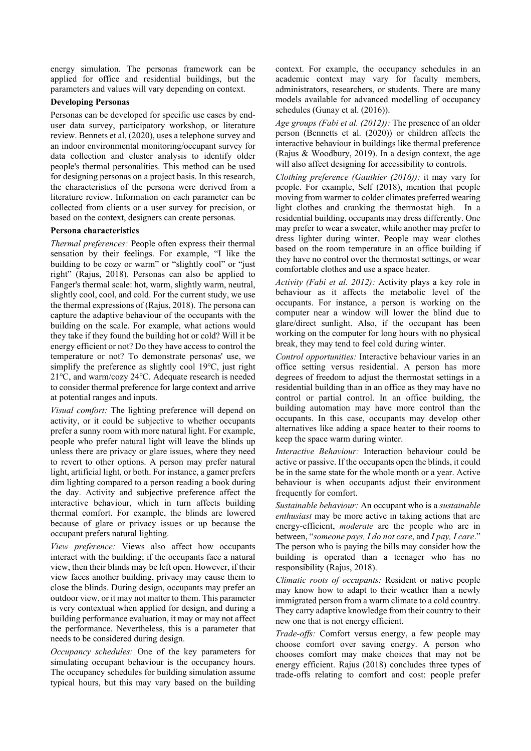energy simulation. The personas framework can be applied for office and residential buildings, but the parameters and values will vary depending on context.

### Developing Personas

Personas can be developed for specific use cases by end-user data survey, participatory workshop, or literature review. Bennets et al. (2020), uses a telephone survey and an indoor environmental monitoring/occupant survey for data collection and cluster analysis to identify older people's thermal personalities. This method can be used for designing personas on a project basis. In this research, the characteristics of the persona were derived from a literature review. Information on each parameter can be collected from clients or a user survey for precision, or based on the context, designers can create personas.

### Persona characteristics

*Thermal preferences:* People often express their thermal sensation by their feelings. For example, "I like the building to be cozy or warm" or "slightly cool" or "just right" (Rajus, 2018). Personas can also be applied to Fanger's thermal scale: hot, warm, slightly warm, neutral, slightly cool, cool, and cold. For the current study, we use the thermal expressions of (Rajus, 2018). The persona can capture the adaptive behaviour of the occupants with the building on the scale. For example, what actions would they take if they found the building hot or cold? Will it be energy efficient or not? Do they have access to control the temperature or not? To demonstrate personas' use, we simplify the preference as slightly cool 19°C, just right 21°C, and warm/cozy 24°C. Adequate research is needed to consider thermal preference for large context and arrive at potential ranges and inputs.

*Visual comfort:* The lighting preference will depend on activity, or it could be subjective to whether occupants prefer a sunny room with more natural light. For example, people who prefer natural light will leave the blinds up unless there are privacy or glare issues, where they need to revert to other options. A person may prefer natural light, artificial light, or both. For instance, a gamer prefers dim lighting compared to a person reading a book during the day. Activity and subjective preference affect the interactive behaviour, which in turn affects building thermal comfort. For example, the blinds are lowered because of glare or privacy issues or up because the occupant prefers natural lighting.

*View preference:* Views also affect how occupants interact with the building; if the occupants face a natural view, then their blinds may be left open. However, if their view faces another building, privacy may cause them to close the blinds. During design, occupants may prefer an outdoor view, or it may not matter to them. This parameter is very contextual when applied for design, and during a building performance evaluation, it may or may not affect the performance. Nevertheless, this is a parameter that needs to be considered during design.

*Occupancy schedules:* One of the key parameters for simulating occupant behaviour is the occupancy hours. The occupancy schedules for building simulation assume typical hours, but this may vary based on the building context. For example, the occupancy schedules in an academic context may vary for faculty members, administrators, researchers, or students. There are many models available for advanced modelling of occupancy schedules (Gunay et al. (2016)).

*Age groups (Fabi et al. (2012)):* The presence of an older person (Bennetts et al. (2020)) or children affects the interactive behaviour in buildings like thermal preference (Rajus & Woodbury, 2019). In a design context, the age will also affect designing for accessibility to controls.

*Clothing preference (Gauthier (2016)):* it may vary for people. For example, Self (2018), mention that people moving from warmer to colder climates preferred wearing light clothes and cranking the thermostat high. In a residential building, occupants may dress differently. One may prefer to wear a sweater, while another may prefer to dress lighter during winter. People may wear clothes based on the room temperature in an office building if they have no control over the thermostat settings, or wear comfortable clothes and use a space heater.

*Activity (Fabi et al. 2012):* Activity plays a key role in behaviour as it affects the metabolic level of the occupants. For instance, a person is working on the computer near a window will lower the blind due to glare/direct sunlight. Also, if the occupant has been working on the computer for long hours with no physical break, they may tend to feel cold during winter.

*Control opportunities:* Interactive behaviour varies in an office setting versus residential. A person has more degrees of freedom to adjust the thermostat settings in a residential building than in an office as they may have no control or partial control. In an office building, the building automation may have more control than the occupants. In this case, occupants may develop other alternatives like adding a space heater to their rooms to keep the space warm during winter.

*Interactive Behaviour:* Interaction behaviour could be active or passive. If the occupants open the blinds, it could be in the same state for the whole month or a year. Active behaviour is when occupants adjust their environment frequently for comfort.

*Sustainable behaviour:* An occupant who is a *sustainable enthusiast* may be more active in taking actions that are energy-efficient, *moderate* are the people who are in between, "*someone pays, I do not care*, and *I pay, I care*." The person who is paying the bills may consider how the building is operated than a teenager who has no responsibility (Rajus, 2018).

*Climatic roots of occupants:* Resident or native people may know how to adapt to their weather than a newly immigrated person from a warm climate to a cold country. They carry adaptive knowledge from their country to their new one that is not energy efficient.

*Trade-offs:* Comfort versus energy, a few people may choose comfort over saving energy. A person who chooses comfort may make choices that may not be energy efficient. Rajus (2018) concludes three types of trade-offs relating to comfort and cost: people prefer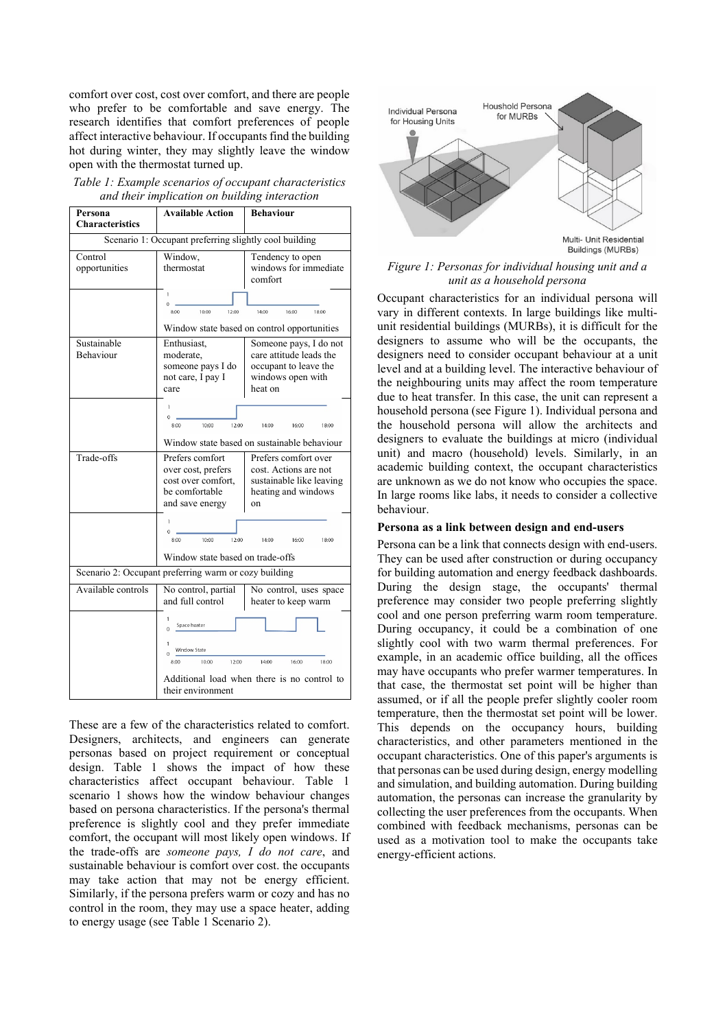comfort over cost, cost over comfort, and there are people who prefer to be comfortable and save energy. The research identifies that comfort preferences of people affect interactive behaviour. If occupants find the building hot during winter, they may slightly leave the window open with the thermostat turned up.

*Table 1: Example scenarios of occupant characteristics and their implication on building interaction*

| Persona Characteristics | Available Action | Behaviour |
|---|---|---|
| Scenario 1: Occupant preferring slightly cool building | | |
| Control opportunities | Window, thermostat | Tendency to open windows for immediate comfort |
| | Window state based on control opportunities | |
| Sustainable Behaviour | Enthusiast, moderate, someone pays I do not care, I pay I care | Someone pays, I do not care attitude leads the occupant to leave the windows open with heat on |
| | Window state based on sustainable behaviour | |
| Trade-offs | Prefers comfort over cost, prefers cost over comfort, be comfortable and save energy | Prefers comfort over cost. Actions are not sustainable like leaving heating and windows on |
| | Window state based on trade-offs | |
| Scenario 2: Occupant preferring warm or cozy building | | |
| Available controls | No control, partial and full control | No control, uses space heater to keep warm |
| | Additional load when there is no control to their environment | |

These are a few of the characteristics related to comfort. Designers, architects, and engineers can generate personas based on project requirement or conceptual design. Table 1 shows the impact of how these characteristics affect occupant behaviour. Table 1 scenario 1 shows how the window behaviour changes based on persona characteristics. If the persona's thermal preference is slightly cool and they prefer immediate comfort, the occupant will most likely open windows. If the trade-offs are *someone pays, I do not care*, and sustainable behaviour is comfort over cost. the occupants may take action that may not be energy efficient. Similarly, if the persona prefers warm or cozy and has no control in the room, they may use a space heater, adding to energy usage (see Table 1 Scenario 2).

*Figure 1: Personas for individual housing unit and a unit as a household persona*

Occupant characteristics for an individual persona will vary in different contexts. In large buildings like multi-unit residential buildings (MURBs), it is difficult for the designers to assume who will be the occupants, the designers need to consider occupant behaviour at a unit level and at a building level. The interactive behaviour of the neighbouring units may affect the room temperature due to heat transfer. In this case, the unit can represent a household persona (see Figure 1). Individual persona and the household persona will allow the architects and designers to evaluate the buildings at micro (individual unit) and macro (household) levels. Similarly, in an academic building context, the occupant characteristics are unknown as we do not know who occupies the space. In large rooms like labs, it needs to consider a collective behaviour.

**Persona as a link between design and end-users**

Persona can be a link that connects design with end-users. They can be used after construction or during occupancy for building automation and energy feedback dashboards. During the design stage, the occupants' thermal preference may consider two people preferring slightly cool and one person preferring warm room temperature. During occupancy, it could be a combination of one slightly cool with two warm thermal preferences. For example, in an academic office building, all the offices may have occupants who prefer warmer temperatures. In that case, the thermostat set point will be higher than assumed, or if all the people prefer slightly cooler room temperature, then the thermostat set point will be lower. This depends on the occupancy hours, building characteristics, and other parameters mentioned in the occupant characteristics. One of this paper's arguments is that personas can be used during design, energy modelling and simulation, and building automation. During building automation, the personas can increase the granularity by collecting the user preferences from the occupants. When combined with feedback mechanisms, personas can be used as a motivation tool to make the occupants take energy-efficient actions.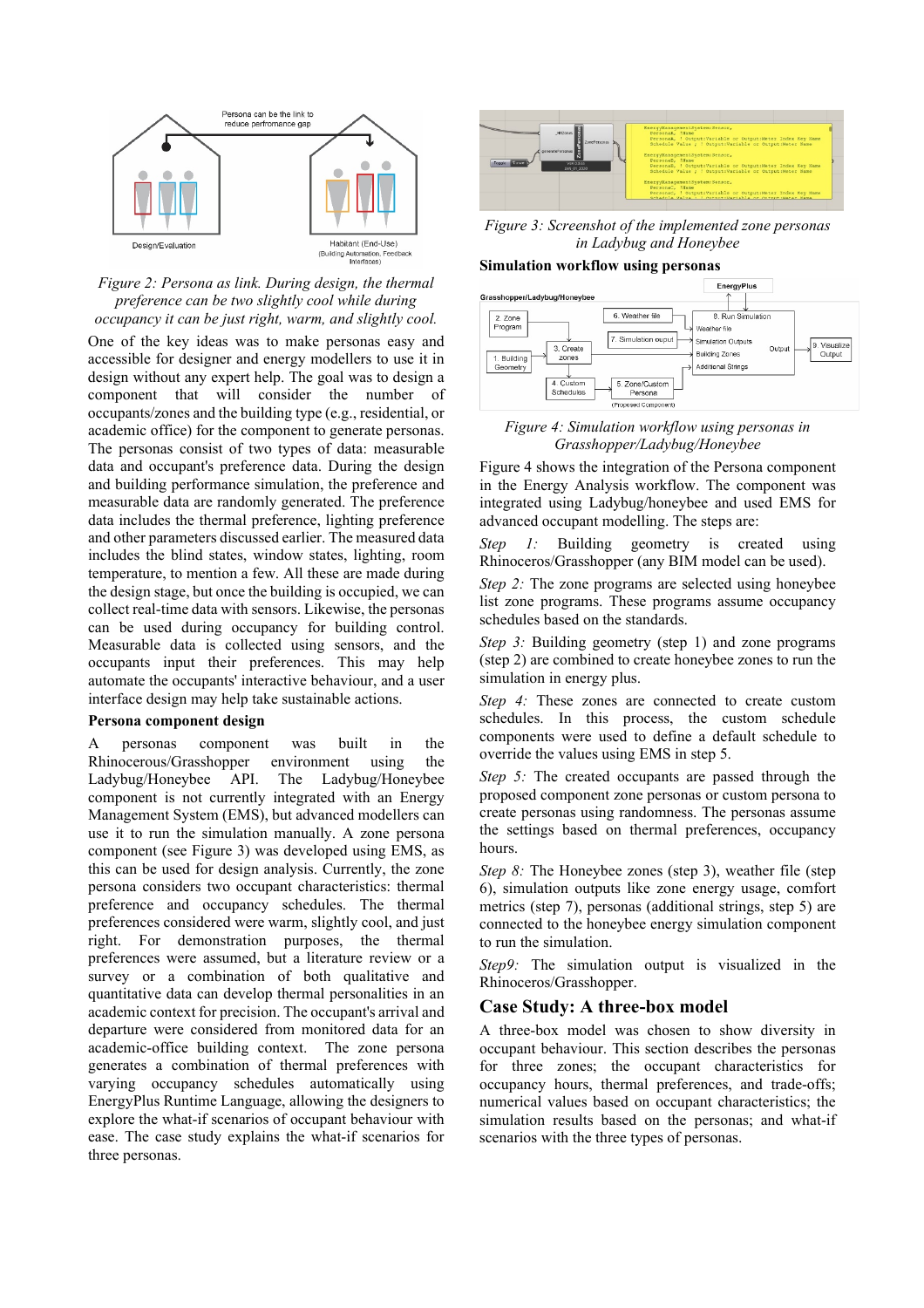Figure 2: Persona as link. During design, the thermal preference can be two slightly cool while during occupancy it can be just right, warm, and slightly cool.

One of the key ideas was to make personas easy and accessible for designer and energy modellers to use it in design without any expert help. The goal was to design a component that will consider the number of occupants/zones and the building type (e.g., residential, or academic office) for the component to generate personas. The personas consist of two types of data: measurable data and occupant's preference data. During the design and building performance simulation, the preference and measurable data are randomly generated. The preference data includes the thermal preference, lighting preference and other parameters discussed earlier. The measured data includes the blind states, window states, lighting, room temperature, to mention a few. All these are made during the design stage, but once the building is occupied, we can collect real-time data with sensors. Likewise, the personas can be used during occupancy for building control. Measurable data is collected using sensors, and the occupants input their preferences. This may help automate the occupants' interactive behaviour, and a user interface design may help take sustainable actions.

**Persona component design**

A personas component was built in the Rhinocerous/Grasshopper environment using the Ladybug/Honeybee API. The Ladybug/Honeybee component is not currently integrated with an Energy Management System (EMS), but advanced modellers can use it to run the simulation manually. A zone persona component (see Figure 3) was developed using EMS, as this can be used for design analysis. Currently, the zone persona considers two occupant characteristics: thermal preference and occupancy schedules. The thermal preferences considered were warm, slightly cool, and just right. For demonstration purposes, the thermal preferences were assumed, but a literature review or a survey or a combination of both qualitative and quantitative data can develop thermal personalities in an academic context for precision. The occupant's arrival and departure were considered from monitored data for an academic-office building context. The zone persona generates a combination of thermal preferences with varying occupancy schedules automatically using EnergyPlus Runtime Language, allowing the designers to explore the what-if scenarios of occupant behaviour with ease. The case study explains the what-if scenarios for three personas.

*Figure 3: Screenshot of the implemented zone personas in Ladybug and Honeybee*

**Simulation workflow using personas**

*Figure 4: Simulation workflow using personas in Grasshopper/Ladybug/Honeybee*

Figure 4 shows the integration of the Persona component in the Energy Analysis workflow. The component was integrated using Ladybug/honeybee and used EMS for advanced occupant modelling. The steps are:

*Step 1:* Building geometry is created using Rhinoceros/Grasshopper (any BIM model can be used).

*Step 2:* The zone programs are selected using honeybee list zone programs. These programs assume occupancy schedules based on the standards.

*Step 3:* Building geometry (step 1) and zone programs (step 2) are combined to create honeybee zones to run the simulation in energy plus.

*Step 4:* These zones are connected to create custom schedules. In this process, the custom schedule components were used to define a default schedule to override the values using EMS in step 5.

*Step 5:* The created occupants are passed through the proposed component zone personas or custom persona to create personas using randomness. The personas assume the settings based on thermal preferences, occupancy hours.

*Step 8:* The Honeybee zones (step 3), weather file (step 6), simulation outputs like zone energy usage, comfort metrics (step 7), personas (additional strings, step 5) are connected to the honeybee energy simulation component to run the simulation.

*Step9:* The simulation output is visualized in the Rhinoceros/Grasshopper.

## Case Study: A three-box model

A three-box model was chosen to show diversity in occupant behaviour. This section describes the personas for three zones; the occupant characteristics for occupancy hours, thermal preferences, and trade-offs; numerical values based on occupant characteristics; the simulation results based on the personas; and what-if scenarios with the three types of personas.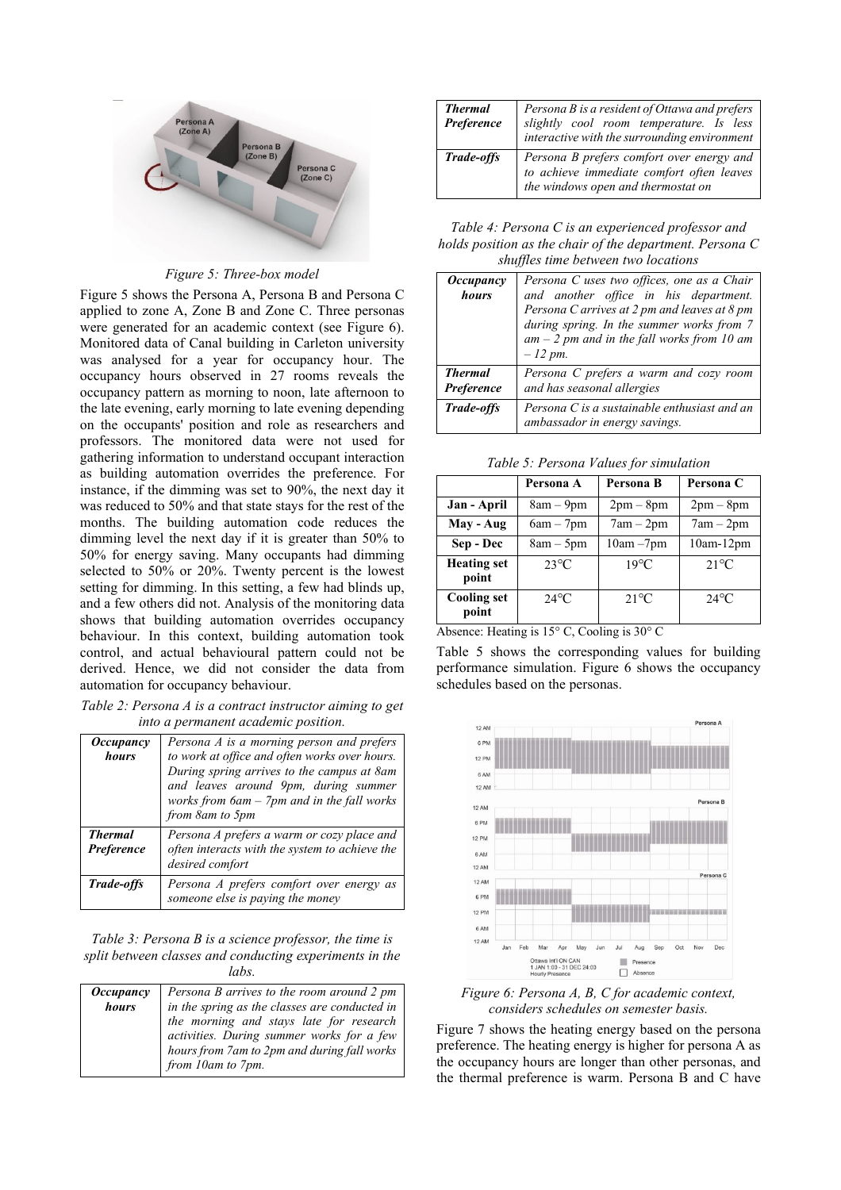*Figure 5: Three-box model*

Figure 5 shows the Persona A, Persona B and Persona C applied to zone A, Zone B and Zone C. Three personas were generated for an academic context (see Figure 6). Monitored data of Canal building in Carleton university was analysed for a year for occupancy hour. The occupancy hours observed in 27 rooms reveals the occupancy pattern as morning to noon, late afternoon to the late evening, early morning to late evening depending on the occupants' position and role as researchers and professors. The monitored data were not used for gathering information to understand occupant interaction as building automation overrides the preference. For instance, if the dimming was set to 90%, the next day it was reduced to 50% and that state stays for the rest of the months. The building automation code reduces the dimming level the next day if it is greater than 50% to 50% for energy saving. Many occupants had dimming selected to 50% or 20%. Twenty percent is the lowest setting for dimming. In this setting, a few had blinds up, and a few others did not. Analysis of the monitoring data shows that building automation overrides occupancy behaviour. In this context, building automation took control, and actual behavioural pattern could not be derived. Hence, we did not consider the data from automation for occupancy behaviour.

*Table 2: Persona A is a contract instructor aiming to get into a permanent academic position.*

| | |
|---|---|
| ***Occupancy hours*** | *Persona A is a morning person and prefers to work at office and often works over hours. During spring arrives to the campus at 8am and leaves around 9pm, during summer works from 6am – 7pm and in the fall works from 8am to 5pm* |
| ***Thermal Preference*** | *Persona A prefers a warm or cozy place and often interacts with the system to achieve the desired comfort* |
| ***Trade-offs*** | *Persona A prefers comfort over energy as someone else is paying the money* |

*Table 3: Persona B is a science professor, the time is split between classes and conducting experiments in the labs.*

| | |
|---|---|
| ***Occupancy hours*** | *Persona B arrives to the room around 2 pm in the spring as the classes are conducted in the morning and stays late for research activities. During summer works for a few hours from 7am to 2pm and during fall works from 10am to 7pm.* |
| ***Thermal Preference*** | *Persona B is a resident of Ottawa and prefers slightly cool room temperature. Is less interactive with the surrounding environment* |
| ***Trade-offs*** | *Persona B prefers comfort over energy and to achieve immediate comfort often leaves the windows open and thermostat on* |

*Table 4: Persona C is an experienced professor and holds position as the chair of the department. Persona C shuffles time between two locations*

| | |
|---|---|
| ***Occupancy hours*** | *Persona C uses two offices, one as a Chair and another office in his department. Persona C arrives at 2 pm and leaves at 8 pm during spring. In the summer works from 7 am – 2 pm and in the fall works from 10 am – 12 pm.* |
| ***Thermal Preference*** | *Persona C prefers a warm and cozy room and has seasonal allergies* |
| ***Trade-offs*** | *Persona C is a sustainable enthusiast and an ambassador in energy savings.* |

*Table 5: Persona Values for simulation*

| | Persona A | Persona B | Persona C |
|---|---|---|---|
| **Jan - April** | 8am – 9pm | 2pm – 8pm | 2pm – 8pm |
| **May - Aug** | 6am – 7pm | 7am – 2pm | 7am – 2pm |
| **Sep - Dec** | 8am – 5pm | 10am –7pm | 10am-12pm |
| **Heating set point** | 23°C | 19°C | 21°C |
| **Cooling set point** | 24°C | 21°C | 24°C |

Absence: Heating is 15° C, Cooling is 30° C

Table 5 shows the corresponding values for building performance simulation. Figure 6 shows the occupancy schedules based on the personas.

*Figure 6: Persona A, B, C for academic context, considers schedules on semester basis.*

Figure 7 shows the heating energy based on the persona preference. The heating energy is higher for persona A as the occupancy hours are longer than other personas, and the thermal preference is warm. Persona B and C have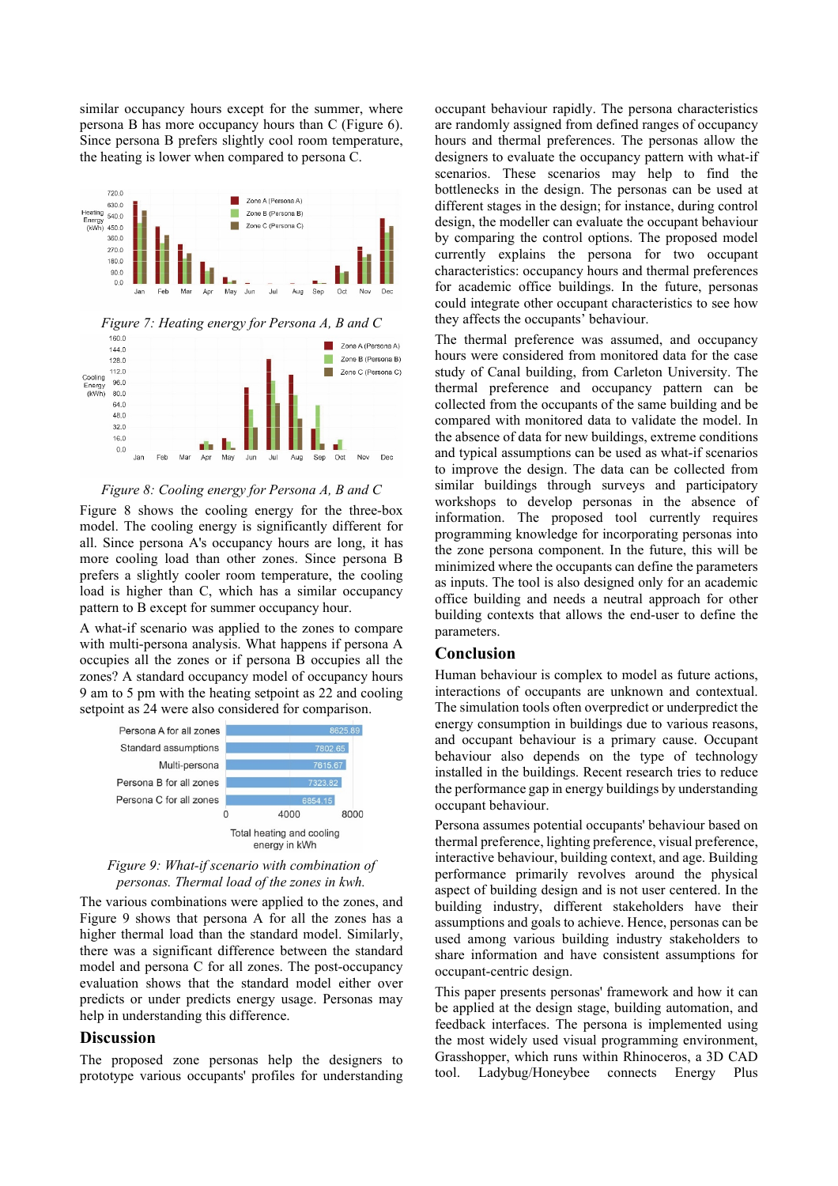similar occupancy hours except for the summer, where persona B has more occupancy hours than C (Figure 6). Since persona B prefers slightly cool room temperature, the heating is lower when compared to persona C.

*Figure 7: Heating energy for Persona A, B and C*

*Figure 8: Cooling energy for Persona A, B and C*

Figure 8 shows the cooling energy for the three-box model. The cooling energy is significantly different for all. Since persona A's occupancy hours are long, it has more cooling load than other zones. Since persona B prefers a slightly cooler room temperature, the cooling load is higher than C, which has a similar occupancy pattern to B except for summer occupancy hour.

A what-if scenario was applied to the zones to compare with multi-persona analysis. What happens if persona A occupies all the zones or if persona B occupies all the zones? A standard occupancy model of occupancy hours 9 am to 5 pm with the heating setpoint as 22 and cooling setpoint as 24 were also considered for comparison.

*Figure 9: What-if scenario with combination of personas. Thermal load of the zones in kwh.*

The various combinations were applied to the zones, and Figure 9 shows that persona A for all the zones has a higher thermal load than the standard model. Similarly, there was a significant difference between the standard model and persona C for all zones. The post-occupancy evaluation shows that the standard model either over predicts or under predicts energy usage. Personas may help in understanding this difference.

## Discussion

The proposed zone personas help the designers to prototype various occupants' profiles for understanding occupant behaviour rapidly. The persona characteristics are randomly assigned from defined ranges of occupancy hours and thermal preferences. The personas allow the designers to evaluate the occupancy pattern with what-if scenarios. These scenarios may help to find the bottlenecks in the design. The personas can be used at different stages in the design; for instance, during control design, the modeller can evaluate the occupant behaviour by comparing the control options. The proposed model currently explains the persona for two occupant characteristics: occupancy hours and thermal preferences for academic office buildings. In the future, personas could integrate other occupant characteristics to see how they affects the occupants' behaviour.

The thermal preference was assumed, and occupancy hours were considered from monitored data for the case study of Canal building, from Carleton University. The thermal preference and occupancy pattern can be collected from the occupants of the same building and be compared with monitored data to validate the model. In the absence of data for new buildings, extreme conditions and typical assumptions can be used as what-if scenarios to improve the design. The data can be collected from similar buildings through surveys and participatory workshops to develop personas in the absence of information. The proposed tool currently requires programming knowledge for incorporating personas into the zone persona component. In the future, this will be minimized where the occupants can define the parameters as inputs. The tool is also designed only for an academic office building and needs a neutral approach for other building contexts that allows the end-user to define the parameters.

## Conclusion

Human behaviour is complex to model as future actions, interactions of occupants are unknown and contextual. The simulation tools often overpredict or underpredict the energy consumption in buildings due to various reasons, and occupant behaviour is a primary cause. Occupant behaviour also depends on the type of technology installed in the buildings. Recent research tries to reduce the performance gap in energy buildings by understanding occupant behaviour.

Persona assumes potential occupants' behaviour based on thermal preference, lighting preference, visual preference, interactive behaviour, building context, and age. Building performance primarily revolves around the physical aspect of building design and is not user centered. In the building industry, different stakeholders have their assumptions and goals to achieve. Hence, personas can be used among various building industry stakeholders to share information and have consistent assumptions for occupant-centric design.

This paper presents personas' framework and how it can be applied at the design stage, building automation, and feedback interfaces. The persona is implemented using the most widely used visual programming environment, Grasshopper, which runs within Rhinoceros, a 3D CAD tool. Ladybug/Honeybee connects Energy Plus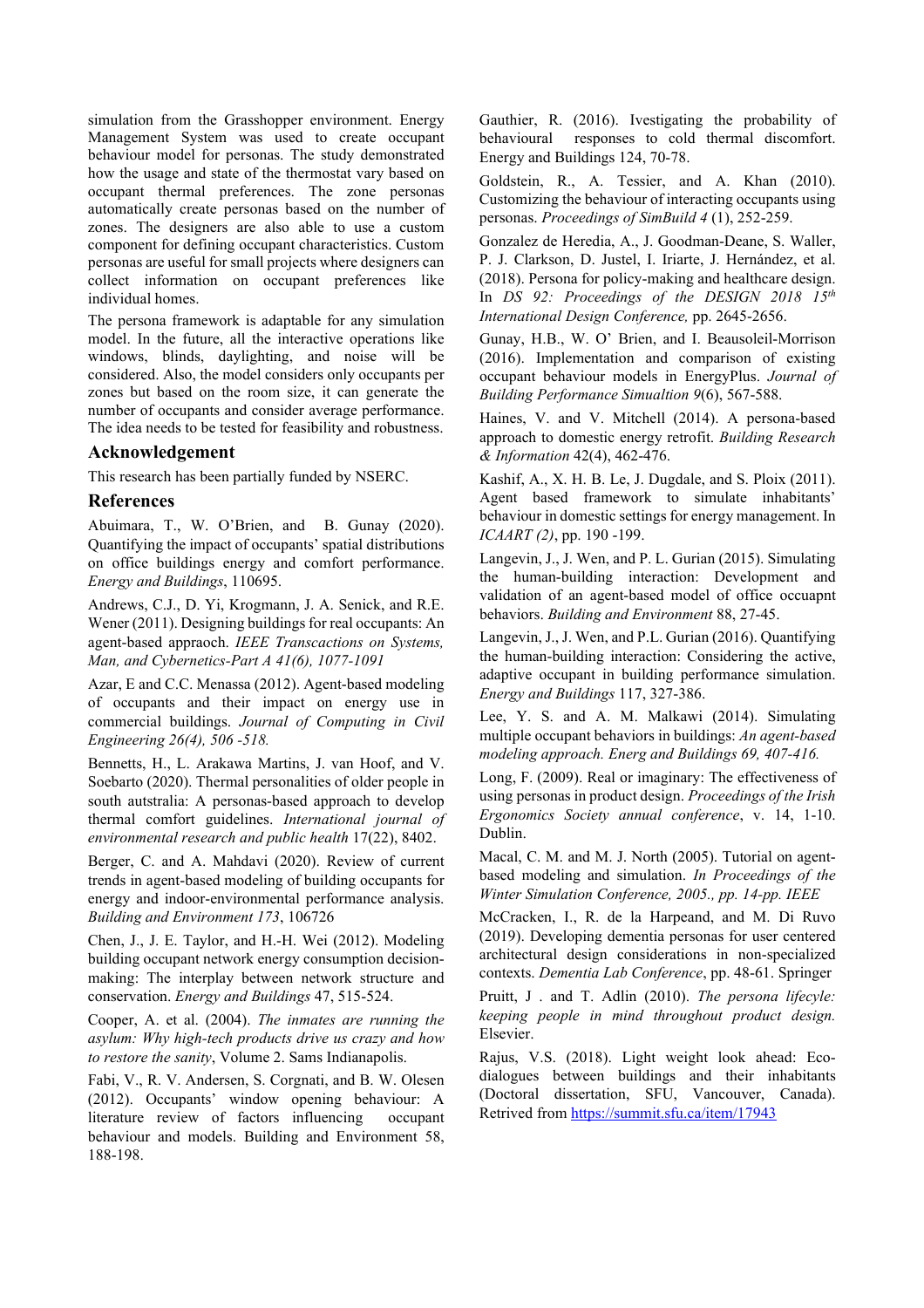simulation from the Grasshopper environment. Energy Management System was used to create occupant behaviour model for personas. The study demonstrated how the usage and state of the thermostat vary based on occupant thermal preferences. The zone personas automatically create personas based on the number of zones. The designers are also able to use a custom component for defining occupant characteristics. Custom personas are useful for small projects where designers can collect information on occupant preferences like individual homes.

The persona framework is adaptable for any simulation model. In the future, all the interactive operations like windows, blinds, daylighting, and noise will be considered. Also, the model considers only occupants per zones but based on the room size, it can generate the number of occupants and consider average performance. The idea needs to be tested for feasibility and robustness.

## Acknowledgement

This research has been partially funded by NSERC.

## References

Abuimara, T., W. O'Brien, and B. Gunay (2020). Quantifying the impact of occupants' spatial distributions on office buildings energy and comfort performance. *Energy and Buildings*, 110695.

Andrews, C.J., D. Yi, Krogmann, J. A. Senick, and R.E. Wener (2011). Designing buildings for real occupants: An agent-based appraoch. *IEEE Transcactions on Systems, Man, and Cybernetics-Part A 41(6), 1077-1091*

Azar, E and C.C. Menassa (2012). Agent-based modeling of occupants and their impact on energy use in commercial buildings. *Journal of Computing in Civil Engineering 26(4), 506 -518.*

Bennetts, H., L. Arakawa Martins, J. van Hoof, and V. Soebarto (2020). Thermal personalities of older people in south autstralia: A personas-based approach to develop thermal comfort guidelines. *International journal of environmental research and public health* 17(22), 8402.

Berger, C. and A. Mahdavi (2020). Review of current trends in agent-based modeling of building occupants for energy and indoor-environmental performance analysis. *Building and Environment 173*, 106726

Chen, J., J. E. Taylor, and H.-H. Wei (2012). Modeling building occupant network energy consumption decision-making: The interplay between network structure and conservation. *Energy and Buildings* 47, 515-524.

Cooper, A. et al. (2004). *The inmates are running the asylum: Why high-tech products drive us crazy and how to restore the sanity*, Volume 2. Sams Indianapolis.

Fabi, V., R. V. Andersen, S. Corgnati, and B. W. Olesen (2012). Occupants' window opening behaviour: A literature review of factors influencing occupant behaviour and models. Building and Environment 58, 188-198.

Gauthier, R. (2016). Ivestigating the probability of behavioural responses to cold thermal discomfort. Energy and Buildings 124, 70-78.

Goldstein, R., A. Tessier, and A. Khan (2010). Customizing the behaviour of interacting occupants using personas. *Proceedings of SimBuild 4* (1), 252-259.

Gonzalez de Heredia, A., J. Goodman-Deane, S. Waller, P. J. Clarkson, D. Justel, I. Iriarte, J. Hernández, et al. (2018). Persona for policy-making and healthcare design. In *DS 92: Proceedings of the DESIGN 2018 15th International Design Conference,* pp. 2645-2656.

Gunay, H.B., W. O' Brien, and I. Beausoleil-Morrison (2016). Implementation and comparison of existing occupant behaviour models in EnergyPlus. *Journal of Building Performance Simualtion* 9(6), 567-588.

Haines, V. and V. Mitchell (2014). A persona-based approach to domestic energy retrofit. *Building Research & Information* 42(4), 462-476.

Kashif, A., X. H. B. Le, J. Dugdale, and S. Ploix (2011). Agent based framework to simulate inhabitants' behaviour in domestic settings for energy management. In *ICAART (2)*, pp. 190 -199.

Langevin, J., J. Wen, and P. L. Gurian (2015). Simulating the human-building interaction: Development and validation of an agent-based model of office occuapnt behaviors. *Building and Environment* 88, 27-45.

Langevin, J., J. Wen, and P.L. Gurian (2016). Quantifying the human-building interaction: Considering the active, adaptive occupant in building performance simulation. *Energy and Buildings* 117, 327-386.

Lee, Y. S. and A. M. Malkawi (2014). Simulating multiple occupant behaviors in buildings: *An agent-based modeling approach. Energ and Buildings 69, 407-416.*

Long, F. (2009). Real or imaginary: The effectiveness of using personas in product design. *Proceedings of the Irish Ergonomics Society annual conference*, v. 14, 1-10. Dublin.

Macal, C. M. and M. J. North (2005). Tutorial on agent-based modeling and simulation. *In Proceedings of the Winter Simulation Conference, 2005., pp. 14-pp. IEEE*

McCracken, I., R. de la Harpeand, and M. Di Ruvo (2019). Developing dementia personas for user centered architectural design considerations in non-specialized contexts. *Dementia Lab Conference*, pp. 48-61. Springer

Pruitt, J . and T. Adlin (2010). *The persona lifecyle: keeping people in mind throughout product design.* Elsevier.

Rajus, V.S. (2018). Light weight look ahead: Eco-dialogues between buildings and their inhabitants (Doctoral dissertation, SFU, Vancouver, Canada). Retrived from https://summit.sfu.ca/item/17943